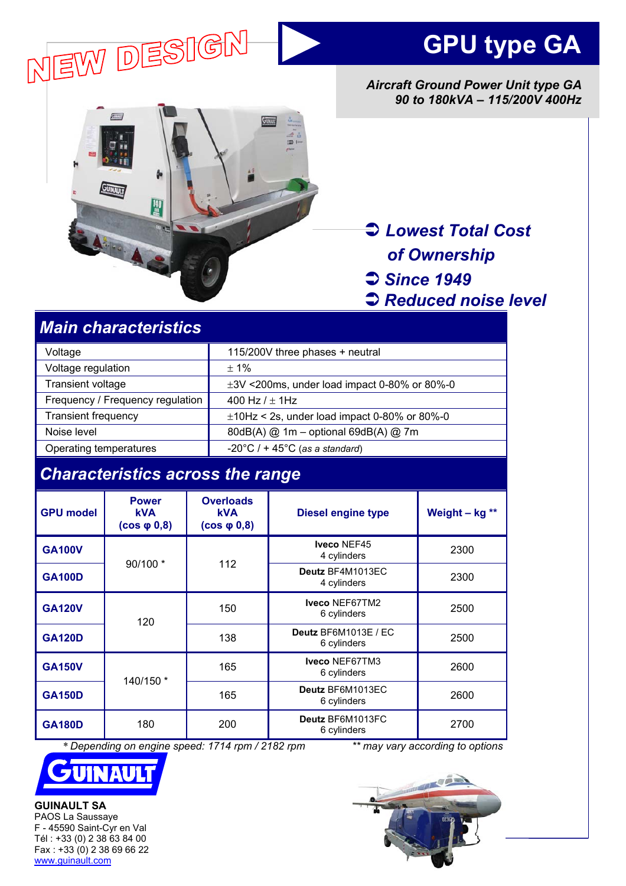NEW DESIGN

# GPU type GA

***Aircraft Ground Power Unit type GA***
***90 to 180kVA – 115/200V 400Hz***

- ***Lowest Total Cost of Ownership***
- ***Since 1949***
- ***Reduced noise level***

## Main characteristics

| | |
|---|---|
| Voltage | 115/200V three phases + neutral |
| Voltage regulation | ± 1% |
| Transient voltage | ±3V <200ms, under load impact 0-80% or 80%-0 |
| Frequency / Frequency regulation | 400 Hz / ± 1Hz |
| Transient frequency | ±10Hz < 2s, under load impact 0-80% or 80%-0 |
| Noise level | 80dB(A) @ 1m – optional 69dB(A) @ 7m |
| Operating temperatures | -20°C / + 45°C (*as a standard*) |

## Characteristics across the range

| GPU model | Power kVA (cos φ 0,8) | Overloads kVA (cos φ 0,8) | Diesel engine type | Weight – kg ** |
|---|---|---|---|---|
| **GA100V** | 90/100 * | 112 | **Iveco** NEF45 4 cylinders | 2300 |
| **GA100D** | | | **Deutz** BF4M1013EC 4 cylinders | 2300 |
| **GA120V** | 120 | 150 | **Iveco** NEF67TM2 6 cylinders | 2500 |
| **GA120D** | | 138 | **Deutz** BF6M1013E / EC 6 cylinders | 2500 |
| **GA150V** | 140/150 * | 165 | **Iveco** NEF67TM3 6 cylinders | 2600 |
| **GA150D** | | 165 | **Deutz** BF6M1013EC 6 cylinders | 2600 |
| **GA180D** | 180 | 200 | **Deutz** BF6M1013FC 6 cylinders | 2700 |

*\* Depending on engine speed: 1714 rpm / 2182 rpm*  *\*\* may vary according to options*

**GUINAULT SA**
PAOS La Saussaye
F - 45590 Saint-Cyr en Val
Tél : +33 (0) 2 38 63 84 00
Fax : +33 (0) 2 38 69 66 22
www.guinault.com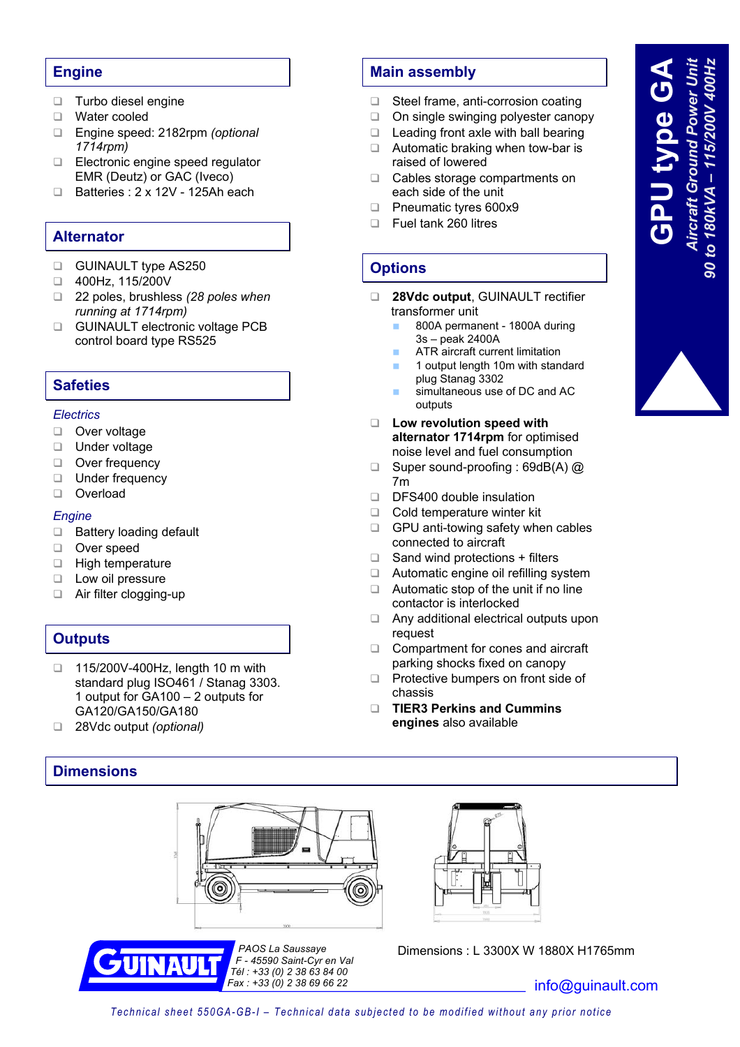# GPU type GA

*Aircraft Ground Power Unit*
*90 to 180kVA – 115/200V 400Hz*

## Engine

- Turbo diesel engine
- Water cooled
- Engine speed: 2182rpm *(optional 1714rpm)*
- Electronic engine speed regulator EMR (Deutz) or GAC (Iveco)
- Batteries : 2 x 12V - 125Ah each

## Alternator

- GUINAULT type AS250
- 400Hz, 115/200V
- 22 poles, brushless *(28 poles when running at 1714rpm)*
- GUINAULT electronic voltage PCB control board type RS525

## Safeties

*Electrics*

- Over voltage
- Under voltage
- Over frequency
- Under frequency
- Overload

*Engine*

- Battery loading default
- Over speed
- High temperature
- Low oil pressure
- Air filter clogging-up

## Outputs

- 115/200V-400Hz, length 10 m with standard plug ISO461 / Stanag 3303. 1 output for GA100 – 2 outputs for GA120/GA150/GA180
- 28Vdc output *(optional)*

## Main assembly

- Steel frame, anti-corrosion coating
- On single swinging polyester canopy
- Leading front axle with ball bearing
- Automatic braking when tow-bar is raised of lowered
- Cables storage compartments on each side of the unit
- Pneumatic tyres 600x9
- Fuel tank 260 litres

## Options

- **28Vdc output**, GUINAULT rectifier transformer unit
  - 800A permanent - 1800A during 3s – peak 2400A
  - ATR aircraft current limitation
  - 1 output length 10m with standard plug Stanag 3302
  - simultaneous use of DC and AC outputs
- **Low revolution speed with alternator 1714rpm** for optimised noise level and fuel consumption
- Super sound-proofing : 69dB(A) @ 7m
- DFS400 double insulation
- Cold temperature winter kit
- GPU anti-towing safety when cables connected to aircraft
- Sand wind protections + filters
- Automatic engine oil refilling system
- Automatic stop of the unit if no line contactor is interlocked
- Any additional electrical outputs upon request
- Compartment for cones and aircraft parking shocks fixed on canopy
- Protective bumpers on front side of chassis
- **TIER3 Perkins and Cummins engines** also available

## Dimensions

Dimensions : L 3300X W 1880X H1765mm

GUINAULT

*PAOS La Saussaye*
*F - 45590 Saint-Cyr en Val*
*Tél : +33 (0) 2 38 63 84 00*
*Fax : +33 (0) 2 38 69 66 22*

info@guinault.com

*Technical sheet 550GA-GB-I – Technical data subjected to be modified without any prior notice*